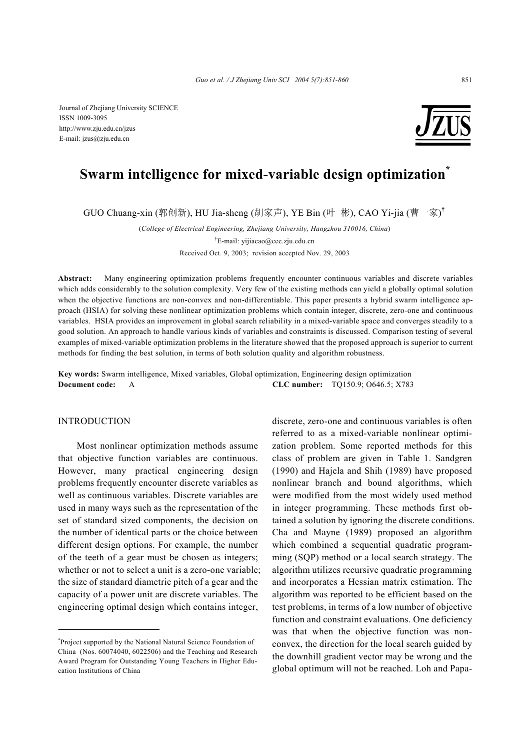Journal of Zhejiang University SCIENCE
ISSN 1009-3095
http://www.zju.edu.cn/jzus
E-mail: jzus@zju.edu.cn

# Swarm intelligence for mixed-variable design optimization*

GUO Chuang-xin (郭创新), HU Jia-sheng (胡家声), YE Bin (叶 彬), CAO Yi-jia (曹一家)[†]

(*College of Electrical Engineering, Zhejiang University, Hangzhou 310016, China*)

[†]E-mail: yijiacao@cee.zju.edu.cn

Received Oct. 9, 2003; revision accepted Nov. 29, 2003

**Abstract:** Many engineering optimization problems frequently encounter continuous variables and discrete variables which adds considerably to the solution complexity. Very few of the existing methods can yield a globally optimal solution when the objective functions are non-convex and non-differentiable. This paper presents a hybrid swarm intelligence approach (HSIA) for solving these nonlinear optimization problems which contain integer, discrete, zero-one and continuous variables. HSIA provides an improvement in global search reliability in a mixed-variable space and converges steadily to a good solution. An approach to handle various kinds of variables and constraints is discussed. Comparison testing of several examples of mixed-variable optimization problems in the literature showed that the proposed approach is superior to current methods for finding the best solution, in terms of both solution quality and algorithm robustness.

**Key words:** Swarm intelligence, Mixed variables, Global optimization, Engineering design optimization

**Document code:** A **CLC number:** TQ150.9; O646.5; X783

## INTRODUCTION

Most nonlinear optimization methods assume that objective function variables are continuous. However, many practical engineering design problems frequently encounter discrete variables as well as continuous variables. Discrete variables are used in many ways such as the representation of the set of standard sized components, the decision on the number of identical parts or the choice between different design options. For example, the number of the teeth of a gear must be chosen as integers; whether or not to select a unit is a zero-one variable; the size of standard diametric pitch of a gear and the capacity of a power unit are discrete variables. The engineering optimal design which contains integer, discrete, zero-one and continuous variables is often referred to as a mixed-variable nonlinear optimization problem. Some reported methods for this class of problem are given in Table 1. Sandgren (1990) and Hajela and Shih (1989) have proposed nonlinear branch and bound algorithms, which were modified from the most widely used method in integer programming. These methods first obtained a solution by ignoring the discrete conditions. Cha and Mayne (1989) proposed an algorithm which combined a sequential quadratic programming (SQP) method or a local search strategy. The algorithm utilizes recursive quadratic programming and incorporates a Hessian matrix estimation. The algorithm was reported to be efficient based on the test problems, in terms of a low number of objective function and constraint evaluations. One deficiency was that when the objective function was non-convex, the direction for the local search guided by the downhill gradient vector may be wrong and the global optimum will not be reached. Loh and Papa-

*Project supported by the National Natural Science Foundation of China (Nos. 60074040, 6022506) and the Teaching and Research Award Program for Outstanding Young Teachers in Higher Education Institutions of China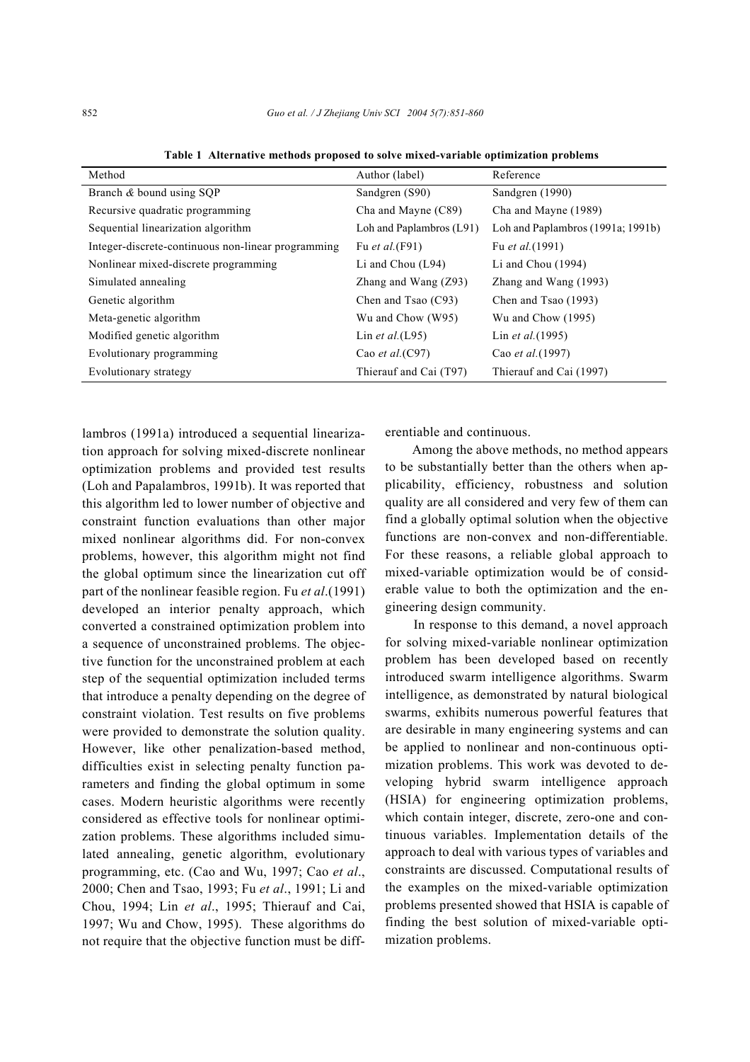**Table 1 Alternative methods proposed to solve mixed-variable optimization problems**

| Method | Author (label) | Reference |
|---|---|---|
| Branch & bound using SQP | Sandgren (S90) | Sandgren (1990) |
| Recursive quadratic programming | Cha and Mayne (C89) | Cha and Mayne (1989) |
| Sequential linearization algorithm | Loh and Paplambros (L91) | Loh and Paplambros (1991a; 1991b) |
| Integer-discrete-continuous non-linear programming | Fu *et al.*(F91) | Fu *et al.*(1991) |
| Nonlinear mixed-discrete programming | Li and Chou (L94) | Li and Chou (1994) |
| Simulated annealing | Zhang and Wang (Z93) | Zhang and Wang (1993) |
| Genetic algorithm | Chen and Tsao (C93) | Chen and Tsao (1993) |
| Meta-genetic algorithm | Wu and Chow (W95) | Wu and Chow (1995) |
| Modified genetic algorithm | Lin *et al.*(L95) | Lin *et al.*(1995) |
| Evolutionary programming | Cao *et al.*(C97) | Cao *et al.*(1997) |
| Evolutionary strategy | Thierauf and Cai (T97) | Thierauf and Cai (1997) |

lambros (1991a) introduced a sequential linearization approach for solving mixed-discrete nonlinear optimization problems and provided test results (Loh and Papalambros, 1991b). It was reported that this algorithm led to lower number of objective and constraint function evaluations than other major mixed nonlinear algorithms did. For non-convex problems, however, this algorithm might not find the global optimum since the linearization cut off part of the nonlinear feasible region. Fu *et al*.(1991) developed an interior penalty approach, which converted a constrained optimization problem into a sequence of unconstrained problems. The objective function for the unconstrained problem at each step of the sequential optimization included terms that introduce a penalty depending on the degree of constraint violation. Test results on five problems were provided to demonstrate the solution quality. However, like other penalization-based method, difficulties exist in selecting penalty function parameters and finding the global optimum in some cases. Modern heuristic algorithms were recently considered as effective tools for nonlinear optimization problems. These algorithms included simulated annealing, genetic algorithm, evolutionary programming, etc. (Cao and Wu, 1997; Cao *et al*., 2000; Chen and Tsao, 1993; Fu *et al*., 1991; Li and Chou, 1994; Lin *et al*., 1995; Thierauf and Cai, 1997; Wu and Chow, 1995). These algorithms do not require that the objective function must be differentiable and continuous.

Among the above methods, no method appears to be substantially better than the others when applicability, efficiency, robustness and solution quality are all considered and very few of them can find a globally optimal solution when the objective functions are non-convex and non-differentiable. For these reasons, a reliable global approach to mixed-variable optimization would be of considerable value to both the optimization and the engineering design community.

In response to this demand, a novel approach for solving mixed-variable nonlinear optimization problem has been developed based on recently introduced swarm intelligence algorithms. Swarm intelligence, as demonstrated by natural biological swarms, exhibits numerous powerful features that are desirable in many engineering systems and can be applied to nonlinear and non-continuous optimization problems. This work was devoted to developing hybrid swarm intelligence approach (HSIA) for engineering optimization problems, which contain integer, discrete, zero-one and continuous variables. Implementation details of the approach to deal with various types of variables and constraints are discussed. Computational results of the examples on the mixed-variable optimization problems presented showed that HSIA is capable of finding the best solution of mixed-variable optimization problems.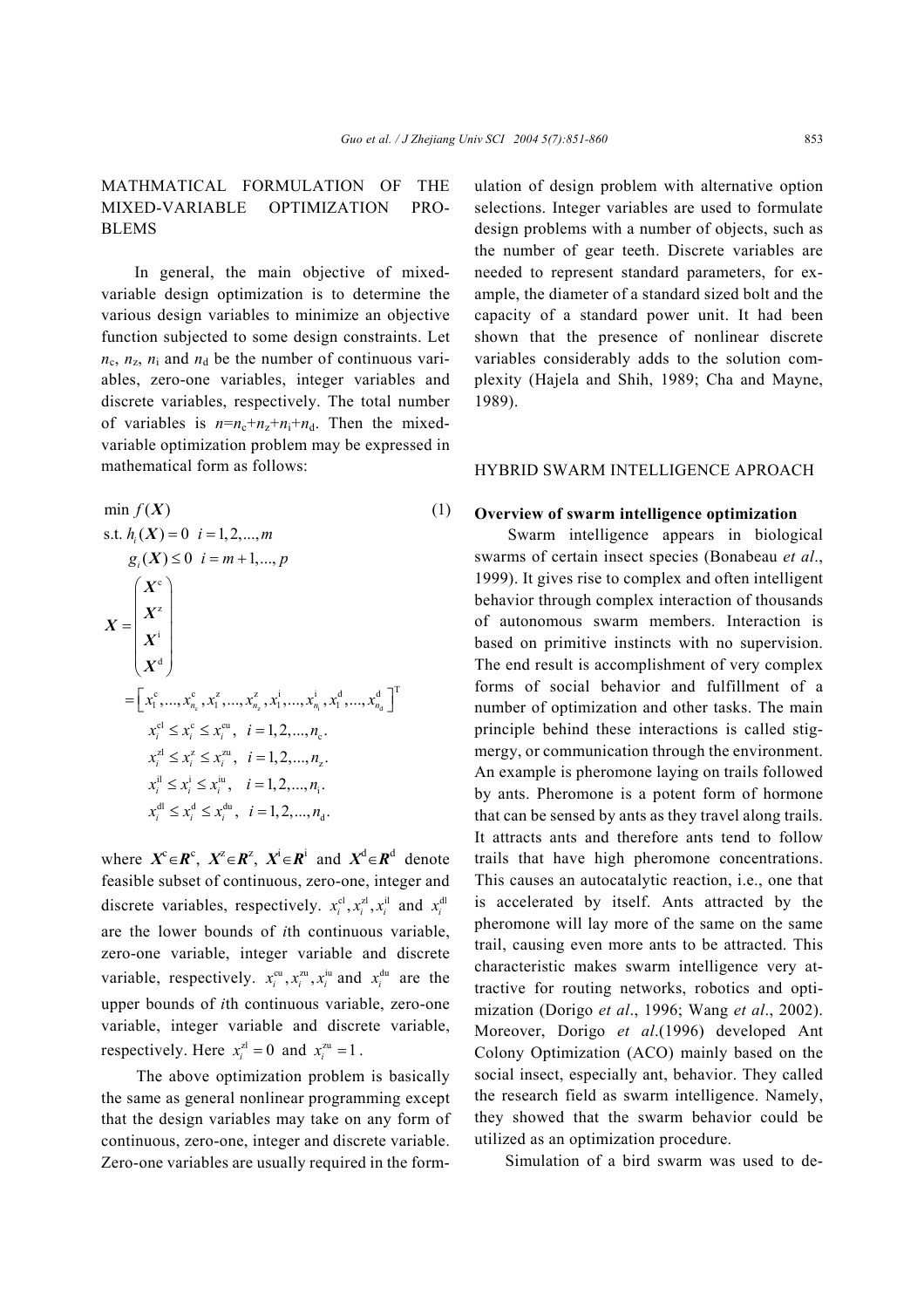## MATHMATICAL FORMULATION OF THE MIXED-VARIABLE OPTIMIZATION PROBLEMS

In general, the main objective of mixed-variable design optimization is to determine the various design variables to minimize an objective function subjected to some design constraints. Let $n_c$, $n_z$, $n_i$ and $n_d$ be the number of continuous variables, zero-one variables, integer variables and discrete variables, respectively. The total number of variables is $n=n_c+n_z+n_i+n_d$. Then the mixed-variable optimization problem may be expressed in mathematical form as follows:

$$
\begin{aligned}
&\min f(\boldsymbol{X}) \qquad\qquad (1)\\
&\text{s.t. } h_i(\boldsymbol{X}) = 0 \quad i = 1,2,...,m\\
&\qquad g_i(\boldsymbol{X}) \le 0 \quad i = m+1,...,p\\
&\boldsymbol{X} = \begin{pmatrix} \boldsymbol{X}^{\mathrm{c}} \\ \boldsymbol{X}^{\mathrm{z}} \\ \boldsymbol{X}^{\mathrm{i}} \\ \boldsymbol{X}^{\mathrm{d}} \end{pmatrix}\\
&= \left[ x_1^{\mathrm{c}},...,x_{n_c}^{\mathrm{c}}, x_1^{\mathrm{z}},...,x_{n_z}^{\mathrm{z}}, x_1^{\mathrm{i}},...,x_{n_i}^{\mathrm{i}}, x_1^{\mathrm{d}},...,x_{n_d}^{\mathrm{d}} \right]^{\mathrm{T}}\\
&\qquad x_i^{\mathrm{cl}} \le x_i^{\mathrm{c}} \le x_i^{\mathrm{cu}}, \quad i = 1,2,...,n_{\mathrm{c}}.\\
&\qquad x_i^{\mathrm{zl}} \le x_i^{\mathrm{z}} \le x_i^{\mathrm{zu}}, \quad i = 1,2,...,n_{\mathrm{z}}.\\
&\qquad x_i^{\mathrm{il}} \le x_i^{\mathrm{i}} \le x_i^{\mathrm{iu}}, \quad i = 1,2,...,n_{\mathrm{i}}.\\
&\qquad x_i^{\mathrm{dl}} \le x_i^{\mathrm{d}} \le x_i^{\mathrm{du}}, \quad i = 1,2,...,n_{\mathrm{d}}.
\end{aligned}
$$

where $\boldsymbol{X}^{\mathrm{c}}\in\boldsymbol{R}^{\mathrm{c}}$, $\boldsymbol{X}^{\mathrm{z}}\in\boldsymbol{R}^{\mathrm{z}}$, $\boldsymbol{X}^{\mathrm{i}}\in\boldsymbol{R}^{\mathrm{i}}$ and $\boldsymbol{X}^{\mathrm{d}}\in\boldsymbol{R}^{\mathrm{d}}$ denote feasible subset of continuous, zero-one, integer and discrete variables, respectively. $x_i^{\mathrm{cl}}, x_i^{\mathrm{zl}}, x_i^{\mathrm{il}}$ and $x_i^{\mathrm{dl}}$ are the lower bounds of *i*th continuous variable, zero-one variable, integer variable and discrete variable, respectively. $x_i^{\mathrm{cu}}, x_i^{\mathrm{zu}}, x_i^{\mathrm{iu}}$ and $x_i^{\mathrm{du}}$ are the upper bounds of *i*th continuous variable, zero-one variable, integer variable and discrete variable, respectively. Here $x_i^{\mathrm{zl}} = 0$ and $x_i^{\mathrm{zu}} = 1$.

The above optimization problem is basically the same as general nonlinear programming except that the design variables may take on any form of continuous, zero-one, integer and discrete variable. Zero-one variables are usually required in the formulation of design problem with alternative option selections. Integer variables are used to formulate design problems with a number of objects, such as the number of gear teeth. Discrete variables are needed to represent standard parameters, for example, the diameter of a standard sized bolt and the capacity of a standard power unit. It had been shown that the presence of nonlinear discrete variables considerably adds to the solution complexity (Hajela and Shih, 1989; Cha and Mayne, 1989).

## HYBRID SWARM INTELLIGENCE APROACH

### Overview of swarm intelligence optimization

Swarm intelligence appears in biological swarms of certain insect species (Bonabeau *et al*., 1999). It gives rise to complex and often intelligent behavior through complex interaction of thousands of autonomous swarm members. Interaction is based on primitive instincts with no supervision. The end result is accomplishment of very complex forms of social behavior and fulfillment of a number of optimization and other tasks. The main principle behind these interactions is called stigmergy, or communication through the environment. An example is pheromone laying on trails followed by ants. Pheromone is a potent form of hormone that can be sensed by ants as they travel along trails. It attracts ants and therefore ants tend to follow trails that have high pheromone concentrations. This causes an autocatalytic reaction, i.e., one that is accelerated by itself. Ants attracted by the pheromone will lay more of the same on the same trail, causing even more ants to be attracted. This characteristic makes swarm intelligence very attractive for routing networks, robotics and optimization (Dorigo *et al*., 1996; Wang *et al*., 2002). Moreover, Dorigo *et al*.(1996) developed Ant Colony Optimization (ACO) mainly based on the social insect, especially ant, behavior. They called the research field as swarm intelligence. Namely, they showed that the swarm behavior could be utilized as an optimization procedure.

Simulation of a bird swarm was used to de-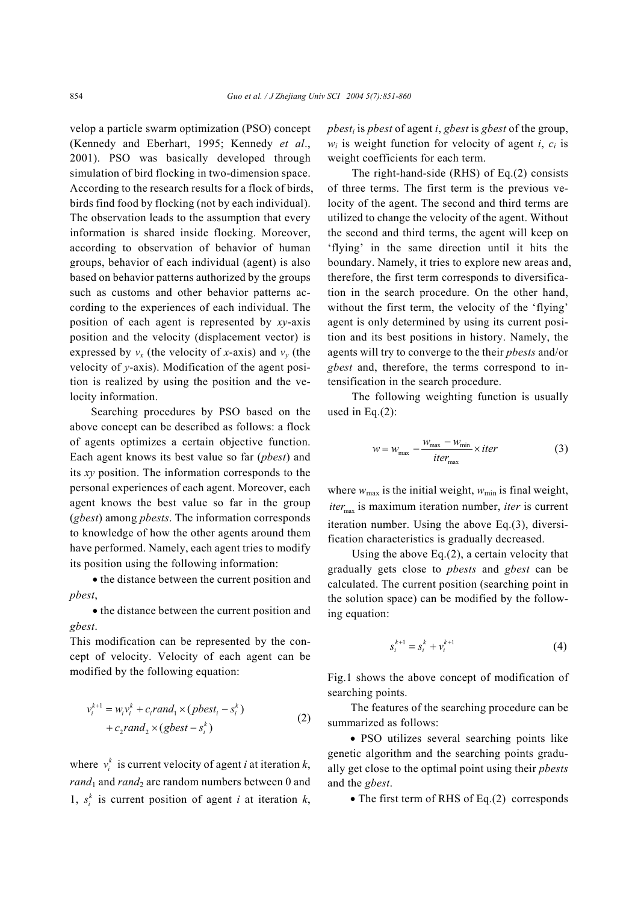velop a particle swarm optimization (PSO) concept (Kennedy and Eberhart, 1995; Kennedy *et al*., 2001). PSO was basically developed through simulation of bird flocking in two-dimension space. According to the research results for a flock of birds, birds find food by flocking (not by each individual). The observation leads to the assumption that every information is shared inside flocking. Moreover, according to observation of behavior of human groups, behavior of each individual (agent) is also based on behavior patterns authorized by the groups such as customs and other behavior patterns according to the experiences of each individual. The position of each agent is represented by *xy*-axis position and the velocity (displacement vector) is expressed by $v_x$ (the velocity of *x*-axis) and $v_y$ (the velocity of *y*-axis). Modification of the agent position is realized by using the position and the velocity information.

Searching procedures by PSO based on the above concept can be described as follows: a flock of agents optimizes a certain objective function. Each agent knows its best value so far (*pbest*) and its *xy* position. The information corresponds to the personal experiences of each agent. Moreover, each agent knows the best value so far in the group (*gbest*) among *pbests*. The information corresponds to knowledge of how the other agents around them have performed. Namely, each agent tries to modify its position using the following information:

- the distance between the current position and *pbest*,
- the distance between the current position and *gbest*.

This modification can be represented by the concept of velocity. Velocity of each agent can be modified by the following equation:

$$v_i^{k+1} = w_i v_i^k + c_i rand_1 \times (pbest_i - s_i^k) + c_2 rand_2 \times (gbest - s_i^k) \tag{2}$$

where $v_i^k$ is current velocity of agent *i* at iteration *k*, $rand_1$ and $rand_2$ are random numbers between 0 and 1, $s_i^k$ is current position of agent *i* at iteration *k*, $pbest_i$ is *pbest* of agent *i*, *gbest* is *gbest* of the group, $w_i$ is weight function for velocity of agent *i*, $c_i$ is weight coefficients for each term.

The right-hand-side (RHS) of Eq.(2) consists of three terms. The first term is the previous velocity of the agent. The second and third terms are utilized to change the velocity of the agent. Without the second and third terms, the agent will keep on 'flying' in the same direction until it hits the boundary. Namely, it tries to explore new areas and, therefore, the first term corresponds to diversification in the search procedure. On the other hand, without the first term, the velocity of the 'flying' agent is only determined by using its current position and its best positions in history. Namely, the agents will try to converge to the their *pbests* and/or *gbest* and, therefore, the terms correspond to intensification in the search procedure.

The following weighting function is usually used in Eq.(2):

$$w = w_{\max} - \frac{w_{\max} - w_{\min}}{iter_{\max}} \times iter \tag{3}$$

where $w_{\max}$ is the initial weight, $w_{\min}$ is final weight, $iter_{\max}$ is maximum iteration number, $iter$ is current iteration number. Using the above Eq.(3), diversification characteristics is gradually decreased.

Using the above Eq.(2), a certain velocity that gradually gets close to *pbests* and *gbest* can be calculated. The current position (searching point in the solution space) can be modified by the following equation:

$$s_i^{k+1} = s_i^k + v_i^{k+1} \tag{4}$$

Fig.1 shows the above concept of modification of searching points.

The features of the searching procedure can be summarized as follows:

- PSO utilizes several searching points like genetic algorithm and the searching points gradually get close to the optimal point using their *pbests* and the *gbest*.
- The first term of RHS of Eq.(2) corresponds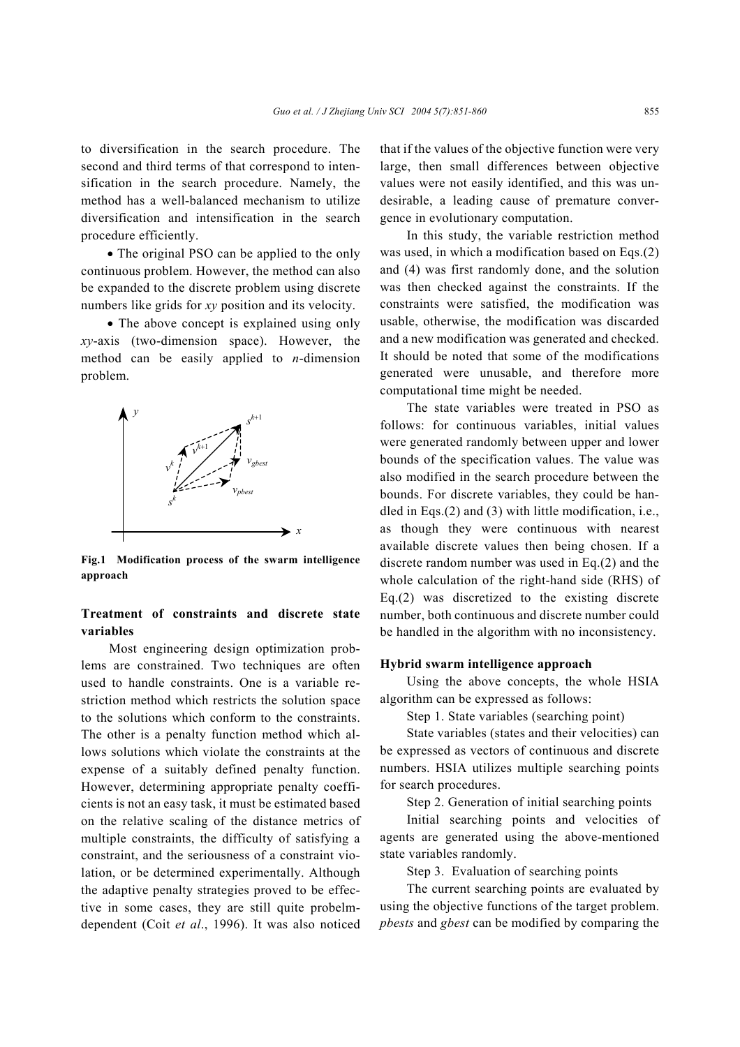to diversification in the search procedure. The second and third terms of that correspond to intensification in the search procedure. Namely, the method has a well-balanced mechanism to utilize diversification and intensification in the search procedure efficiently.

• The original PSO can be applied to the only continuous problem. However, the method can also be expanded to the discrete problem using discrete numbers like grids for *xy* position and its velocity.

• The above concept is explained using only *xy*-axis (two-dimension space). However, the method can be easily applied to *n*-dimension problem.

**Fig.1 Modification process of the swarm intelligence approach**

## Treatment of constraints and discrete state variables

Most engineering design optimization problems are constrained. Two techniques are often used to handle constraints. One is a variable restriction method which restricts the solution space to the solutions which conform to the constraints. The other is a penalty function method which allows solutions which violate the constraints at the expense of a suitably defined penalty function. However, determining appropriate penalty coefficients is not an easy task, it must be estimated based on the relative scaling of the distance metrics of multiple constraints, the difficulty of satisfying a constraint, and the seriousness of a constraint violation, or be determined experimentally. Although the adaptive penalty strategies proved to be effective in some cases, they are still quite probelm-dependent (Coit *et al*., 1996). It was also noticed that if the values of the objective function were very large, then small differences between objective values were not easily identified, and this was undesirable, a leading cause of premature convergence in evolutionary computation.

In this study, the variable restriction method was used, in which a modification based on Eqs.(2) and (4) was first randomly done, and the solution was then checked against the constraints. If the constraints were satisfied, the modification was usable, otherwise, the modification was discarded and a new modification was generated and checked. It should be noted that some of the modifications generated were unusable, and therefore more computational time might be needed.

The state variables were treated in PSO as follows: for continuous variables, initial values were generated randomly between upper and lower bounds of the specification values. The value was also modified in the search procedure between the bounds. For discrete variables, they could be handled in Eqs.(2) and (3) with little modification, i.e., as though they were continuous with nearest available discrete values then being chosen. If a discrete random number was used in Eq.(2) and the whole calculation of the right-hand side (RHS) of Eq.(2) was discretized to the existing discrete number, both continuous and discrete number could be handled in the algorithm with no inconsistency.

## Hybrid swarm intelligence approach

Using the above concepts, the whole HSIA algorithm can be expressed as follows:

Step 1. State variables (searching point)

State variables (states and their velocities) can be expressed as vectors of continuous and discrete numbers. HSIA utilizes multiple searching points for search procedures.

Step 2. Generation of initial searching points

Initial searching points and velocities of agents are generated using the above-mentioned state variables randomly.

Step 3. Evaluation of searching points

The current searching points are evaluated by using the objective functions of the target problem. *pbests* and *gbest* can be modified by comparing the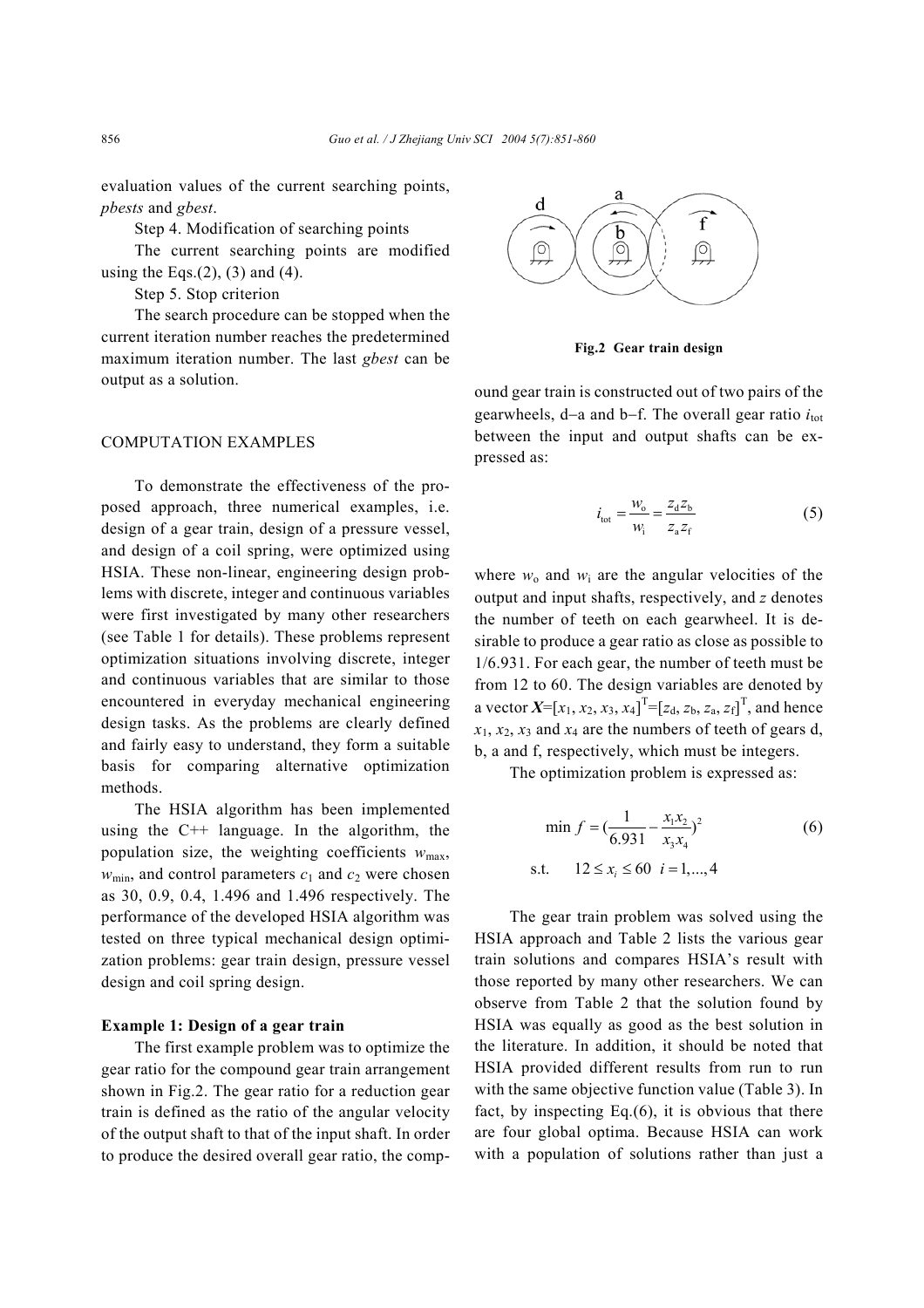evaluation values of the current searching points, *pbests* and *gbest*.

Step 4. Modification of searching points

The current searching points are modified using the Eqs.(2), (3) and (4).

Step 5. Stop criterion

The search procedure can be stopped when the current iteration number reaches the predetermined maximum iteration number. The last *gbest* can be output as a solution.

## COMPUTATION EXAMPLES

To demonstrate the effectiveness of the proposed approach, three numerical examples, i.e. design of a gear train, design of a pressure vessel, and design of a coil spring, were optimized using HSIA. These non-linear, engineering design problems with discrete, integer and continuous variables were first investigated by many other researchers (see Table 1 for details). These problems represent optimization situations involving discrete, integer and continuous variables that are similar to those encountered in everyday mechanical engineering design tasks. As the problems are clearly defined and fairly easy to understand, they form a suitable basis for comparing alternative optimization methods.

The HSIA algorithm has been implemented using the C++ language. In the algorithm, the population size, the weighting coefficients $w_{max}$, $w_{min}$, and control parameters $c_1$ and $c_2$ were chosen as 30, 0.9, 0.4, 1.496 and 1.496 respectively. The performance of the developed HSIA algorithm was tested on three typical mechanical design optimization problems: gear train design, pressure vessel design and coil spring design.

### Example 1: Design of a gear train

The first example problem was to optimize the gear ratio for the compound gear train arrangement shown in Fig.2. The gear ratio for a reduction gear train is defined as the ratio of the angular velocity of the output shaft to that of the input shaft. In order to produce the desired overall gear ratio, the compound gear train is constructed out of two pairs of the gearwheels, d−a and b−f. The overall gear ratio $i_{tot}$ between the input and output shafts can be expressed as:

**Fig.2 Gear train design**

$$i_{tot} = \frac{w_o}{w_i} = \frac{z_d z_b}{z_a z_f} \tag{5}$$

where $w_o$ and $w_i$ are the angular velocities of the output and input shafts, respectively, and $z$ denotes the number of teeth on each gearwheel. It is desirable to produce a gear ratio as close as possible to 1/6.931. For each gear, the number of teeth must be from 12 to 60. The design variables are denoted by a vector $\boldsymbol{X}=[x_1, x_2, x_3, x_4]^T=[z_d, z_b, z_a, z_f]^T$, and hence $x_1$, $x_2$, $x_3$ and $x_4$ are the numbers of teeth of gears d, b, a and f, respectively, which must be integers.

The optimization problem is expressed as:

$$\min\ f = \left(\frac{1}{6.931} - \frac{x_1 x_2}{x_3 x_4}\right)^2 \tag{6}$$

$$\text{s.t.} \quad 12 \le x_i \le 60 \quad i = 1, \ldots, 4$$

The gear train problem was solved using the HSIA approach and Table 2 lists the various gear train solutions and compares HSIA's result with those reported by many other researchers. We can observe from Table 2 that the solution found by HSIA was equally as good as the best solution in the literature. In addition, it should be noted that HSIA provided different results from run to run with the same objective function value (Table 3). In fact, by inspecting Eq.(6), it is obvious that there are four global optima. Because HSIA can work with a population of solutions rather than just a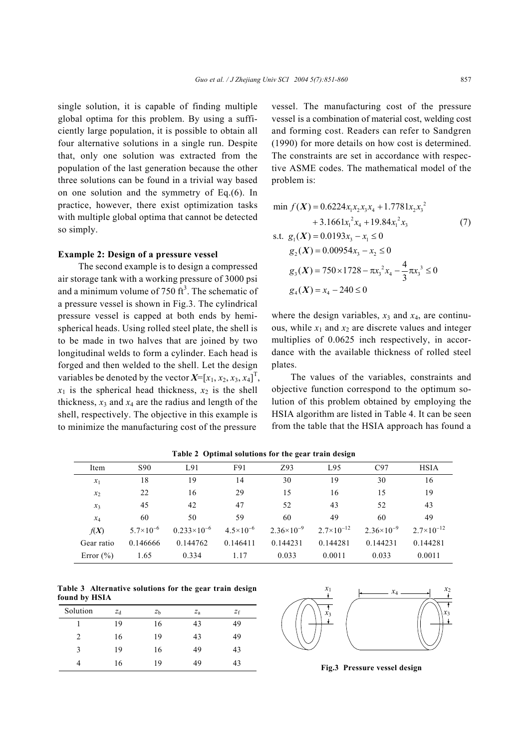single solution, it is capable of finding multiple global optima for this problem. By using a sufficiently large population, it is possible to obtain all four alternative solutions in a single run. Despite that, only one solution was extracted from the population of the last generation because the other three solutions can be found in a trivial way based on one solution and the symmetry of Eq.(6). In practice, however, there exist optimization tasks with multiple global optima that cannot be detected so simply.

**Example 2: Design of a pressure vessel**

The second example is to design a compressed air storage tank with a working pressure of 3000 psi and a minimum volume of 750 ft$^3$. The schematic of a pressure vessel is shown in Fig.3. The cylindrical pressure vessel is capped at both ends by hemispherical heads. Using rolled steel plate, the shell is to be made in two halves that are joined by two longitudinal welds to form a cylinder. Each head is forged and then welded to the shell. Let the design variables be denoted by the vector $\boldsymbol{X}=[x_1, x_2, x_3, x_4]^{\mathrm{T}}$, $x_1$ is the spherical head thickness, $x_2$ is the shell thickness, $x_3$ and $x_4$ are the radius and length of the shell, respectively. The objective in this example is to minimize the manufacturing cost of the pressure vessel. The manufacturing cost of the pressure vessel is a combination of material cost, welding cost and forming cost. Readers can refer to Sandgren (1990) for more details on how cost is determined. The constraints are set in accordance with respective ASME codes. The mathematical model of the problem is:

$$
\begin{aligned}
\min\ f(\boldsymbol{X}) &= 0.6224x_1x_2x_3x_4 + 1.7781x_2x_3^2 \\
&\quad + 3.1661x_1^2x_4 + 19.84x_1^2x_3 \\
\text{s.t.}\ \ g_1(\boldsymbol{X}) &= 0.0193x_3 - x_1 \le 0 \\
g_2(\boldsymbol{X}) &= 0.00954x_3 - x_2 \le 0 \\
g_3(\boldsymbol{X}) &= 750\times1728 - \pi x_3^2 x_4 - \frac{4}{3}\pi x_3^3 \le 0 \\
g_4(\boldsymbol{X}) &= x_4 - 240 \le 0
\end{aligned}
\tag{7}
$$

where the design variables, $x_3$ and $x_4$, are continuous, while $x_1$ and $x_2$ are discrete values and integer multiplies of 0.0625 inch respectively, in accordance with the available thickness of rolled steel plates.

The values of the variables, constraints and objective function correspond to the optimum solution of this problem obtained by employing the HSIA algorithm are listed in Table 4. It can be seen from the table that the HSIA approach has found a

**Table 2 Optimal solutions for the gear train design**

| Item | S90 | L91 | F91 | Z93 | L95 | C97 | HSIA |
|---|---|---|---|---|---|---|---|
| $x_1$ | 18 | 19 | 14 | 30 | 19 | 30 | 16 |
| $x_2$ | 22 | 16 | 29 | 15 | 16 | 15 | 19 |
| $x_3$ | 45 | 42 | 47 | 52 | 43 | 52 | 43 |
| $x_4$ | 60 | 50 | 59 | 60 | 49 | 60 | 49 |
| $f(\boldsymbol{X})$ | $5.7\times10^{-6}$ | $0.233\times10^{-6}$ | $4.5\times10^{-6}$ | $2.36\times10^{-9}$ | $2.7\times10^{-12}$ | $2.36\times10^{-9}$ | $2.7\times10^{-12}$ |
| Gear ratio | 0.146666 | 0.144762 | 0.146411 | 0.144231 | 0.144281 | 0.144231 | 0.144281 |
| Error (%) | 1.65 | 0.334 | 1.17 | 0.033 | 0.0011 | 0.033 | 0.0011 |

**Table 3 Alternative solutions for the gear train design found by HSIA**

| Solution | $z_d$ | $z_b$ | $z_a$ | $z_f$ |
|---|---|---|---|---|
| 1 | 19 | 16 | 43 | 49 |
| 2 | 16 | 19 | 43 | 49 |
| 3 | 19 | 16 | 49 | 43 |
| 4 | 16 | 19 | 49 | 43 |

**Fig.3 Pressure vessel design**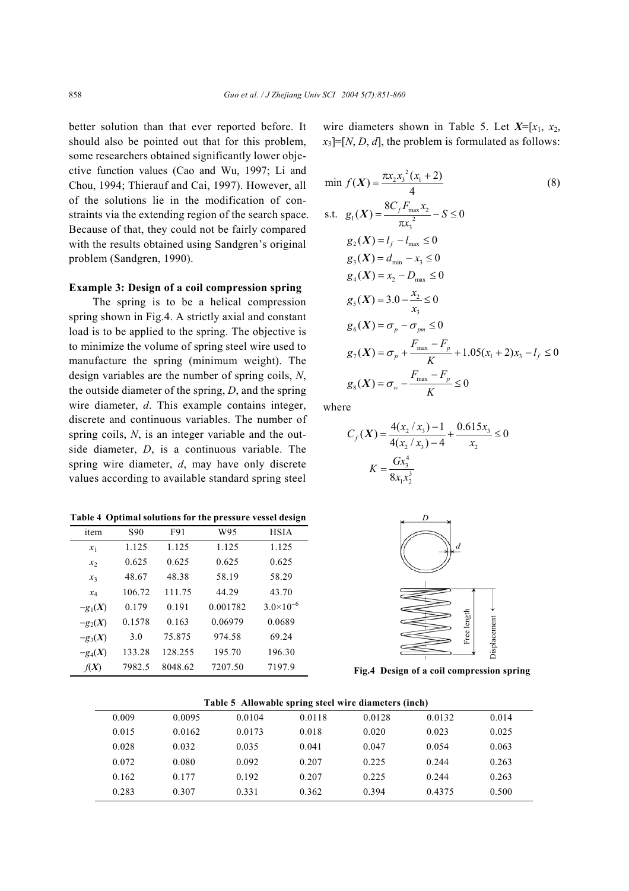better solution than that ever reported before. It should also be pointed out that for this problem, some researchers obtained significantly lower objective function values (Cao and Wu, 1997; Li and Chou, 1994; Thierauf and Cai, 1997). However, all of the solutions lie in the modification of constraints via the extending region of the search space. Because of that, they could not be fairly compared with the results obtained using Sandgren's original problem (Sandgren, 1990).

**Example 3: Design of a coil compression spring**

The spring is to be a helical compression spring shown in Fig.4. A strictly axial and constant load is to be applied to the spring. The objective is to minimize the volume of spring steel wire used to manufacture the spring (minimum weight). The design variables are the number of spring coils, $N$, the outside diameter of the spring, $D$, and the spring wire diameter, $d$. This example contains integer, discrete and continuous variables. The number of spring coils, $N$, is an integer variable and the outside diameter, $D$, is a continuous variable. The spring wire diameter, $d$, may have only discrete values according to available standard spring steel wire diameters shown in Table 5. Let $\boldsymbol{X}=[x_1, x_2, x_3]=[N, D, d]$, the problem is formulated as follows:

$$\min f(\boldsymbol{X}) = \frac{\pi x_2 x_3^2 (x_1 + 2)}{4} \tag{8}$$

$$\text{s.t.} \quad g_1(\boldsymbol{X}) = \frac{8C_f F_{\max} x_2}{\pi x_3^2} - S \le 0$$

$$g_2(\boldsymbol{X}) = l_f - l_{\max} \le 0$$

$$g_3(\boldsymbol{X}) = d_{\min} - x_3 \le 0$$

$$g_4(\boldsymbol{X}) = x_2 - D_{\max} \le 0$$

$$g_5(\boldsymbol{X}) = 3.0 - \frac{x_2}{x_3} \le 0$$

$$g_6(\boldsymbol{X}) = \sigma_p - \sigma_{pm} \le 0$$

$$g_7(\boldsymbol{X}) = \sigma_p + \frac{F_{\max} - F_p}{K} + 1.05(x_1 + 2)x_3 - l_f \le 0$$

$$g_8(\boldsymbol{X}) = \sigma_w - \frac{F_{\max} - F_p}{K} \le 0$$

where

$$C_f(\boldsymbol{X}) = \frac{4(x_2/x_3) - 1}{4(x_2/x_3) - 4} + \frac{0.615 x_3}{x_2} \le 0$$

$$K = \frac{G x_3^4}{8 x_1 x_2^3}$$

**Table 4 Optimal solutions for the pressure vessel design**

| item | S90 | F91 | W95 | HSIA |
|---|---|---|---|---|
| $x_1$ | 1.125 | 1.125 | 1.125 | 1.125 |
| $x_2$ | 0.625 | 0.625 | 0.625 | 0.625 |
| $x_3$ | 48.67 | 48.38 | 58.19 | 58.29 |
| $x_4$ | 106.72 | 111.75 | 44.29 | 43.70 |
| $-g_1(\boldsymbol{X})$ | 0.179 | 0.191 | 0.001782 | $3.0\times10^{-6}$ |
| $-g_2(\boldsymbol{X})$ | 0.1578 | 0.163 | 0.06979 | 0.0689 |
| $-g_3(\boldsymbol{X})$ | 3.0 | 75.875 | 974.58 | 69.24 |
| $-g_4(\boldsymbol{X})$ | 133.28 | 128.255 | 195.70 | 196.30 |
| $f(\boldsymbol{X})$ | 7982.5 | 8048.62 | 7207.50 | 7197.9 |

**Fig.4 Design of a coil compression spring**

**Table 5 Allowable spring steel wire diameters (inch)**

| | | | | | | |
|---|---|---|---|---|---|---|
| 0.009 | 0.0095 | 0.0104 | 0.0118 | 0.0128 | 0.0132 | 0.014 |
| 0.015 | 0.0162 | 0.0173 | 0.018 | 0.020 | 0.023 | 0.025 |
| 0.028 | 0.032 | 0.035 | 0.041 | 0.047 | 0.054 | 0.063 |
| 0.072 | 0.080 | 0.092 | 0.207 | 0.225 | 0.244 | 0.263 |
| 0.162 | 0.177 | 0.192 | 0.207 | 0.225 | 0.244 | 0.263 |
| 0.283 | 0.307 | 0.331 | 0.362 | 0.394 | 0.4375 | 0.500 |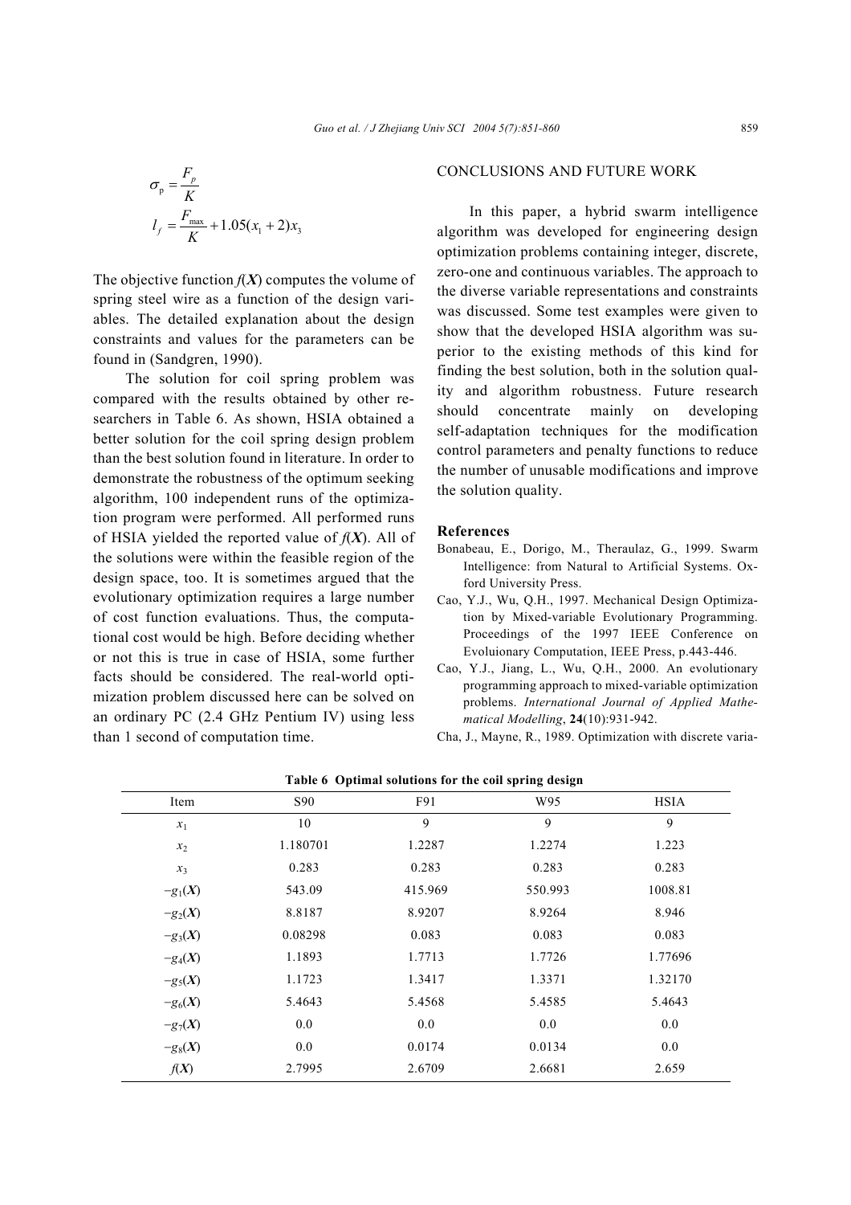$$\sigma_p = \frac{F_p}{K}$$

$$l_f = \frac{F_{max}}{K} + 1.05(x_1 + 2)x_3$$

The objective function $f(\boldsymbol{X})$ computes the volume of spring steel wire as a function of the design variables. The detailed explanation about the design constraints and values for the parameters can be found in (Sandgren, 1990).

The solution for coil spring problem was compared with the results obtained by other researchers in Table 6. As shown, HSIA obtained a better solution for the coil spring design problem than the best solution found in literature. In order to demonstrate the robustness of the optimum seeking algorithm, 100 independent runs of the optimization program were performed. All performed runs of HSIA yielded the reported value of $f(\boldsymbol{X})$. All of the solutions were within the feasible region of the design space, too. It is sometimes argued that the evolutionary optimization requires a large number of cost function evaluations. Thus, the computational cost would be high. Before deciding whether or not this is true in case of HSIA, some further facts should be considered. The real-world optimization problem discussed here can be solved on an ordinary PC (2.4 GHz Pentium IV) using less than 1 second of computation time.

**Table 6 Optimal solutions for the coil spring design**

| Item | S90 | F91 | W95 | HSIA |
|---|---|---|---|---|
| $x_1$ | 10 | 9 | 9 | 9 |
| $x_2$ | 1.180701 | 1.2287 | 1.2274 | 1.223 |
| $x_3$ | 0.283 | 0.283 | 0.283 | 0.283 |
| $-g_1(\boldsymbol{X})$ | 543.09 | 415.969 | 550.993 | 1008.81 |
| $-g_2(\boldsymbol{X})$ | 8.8187 | 8.9207 | 8.9264 | 8.946 |
| $-g_3(\boldsymbol{X})$ | 0.08298 | 0.083 | 0.083 | 0.083 |
| $-g_4(\boldsymbol{X})$ | 1.1893 | 1.7713 | 1.7726 | 1.77696 |
| $-g_5(\boldsymbol{X})$ | 1.1723 | 1.3417 | 1.3371 | 1.32170 |
| $-g_6(\boldsymbol{X})$ | 5.4643 | 5.4568 | 5.4585 | 5.4643 |
| $-g_7(\boldsymbol{X})$ | 0.0 | 0.0 | 0.0 | 0.0 |
| $-g_8(\boldsymbol{X})$ | 0.0 | 0.0174 | 0.0134 | 0.0 |
| $f(\boldsymbol{X})$ | 2.7995 | 2.6709 | 2.6681 | 2.659 |

## CONCLUSIONS AND FUTURE WORK

In this paper, a hybrid swarm intelligence algorithm was developed for engineering design optimization problems containing integer, discrete, zero-one and continuous variables. The approach to the diverse variable representations and constraints was discussed. Some test examples were given to show that the developed HSIA algorithm was superior to the existing methods of this kind for finding the best solution, both in the solution quality and algorithm robustness. Future research should concentrate mainly on developing self-adaptation techniques for the modification control parameters and penalty functions to reduce the number of unusable modifications and improve the solution quality.

### References

Bonabeau, E., Dorigo, M., Theraulaz, G., 1999. Swarm Intelligence: from Natural to Artificial Systems. Oxford University Press.

Cao, Y.J., Wu, Q.H., 1997. Mechanical Design Optimization by Mixed-variable Evolutionary Programming. Proceedings of the 1997 IEEE Conference on Evoluionary Computation, IEEE Press, p.443-446.

Cao, Y.J., Jiang, L., Wu, Q.H., 2000. An evolutionary programming approach to mixed-variable optimization problems. *International Journal of Applied Mathematical Modelling*, **24**(10):931-942.

Cha, J., Mayne, R., 1989. Optimization with discrete varia-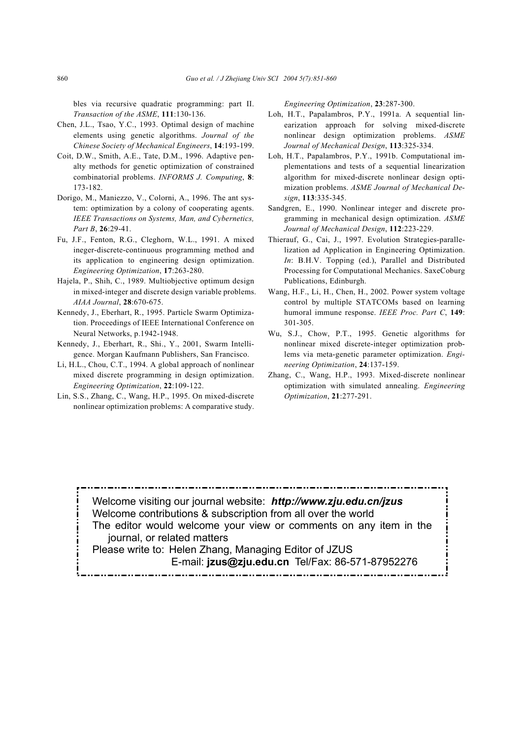bles via recursive quadratic programming: part II. *Transaction of the ASME*, **111**:130-136.

Chen, J.L., Tsao, Y.C., 1993. Optimal design of machine elements using genetic algorithms. *Journal of the Chinese Society of Mechanical Engineers*, **14**:193-199.

Coit, D.W., Smith, A.E., Tate, D.M., 1996. Adaptive penalty methods for genetic optimization of constrained combinatorial problems. *INFORMS J. Computing*, **8**: 173-182.

Dorigo, M., Maniezzo, V., Colorni, A., 1996. The ant system: optimization by a colony of cooperating agents. *IEEE Transactions on Systems, Man, and Cybernetics, Part B*, **26**:29-41.

Fu, J.F., Fenton, R.G., Cleghorn, W.L., 1991. A mixed ineger-discrete-continuous programming method and its application to engineering design optimization. *Engineering Optimization*, **17**:263-280.

Hajela, P., Shih, C., 1989. Multiobjective optimum design in mixed-integer and discrete design variable problems. *AIAA Journal*, **28**:670-675.

Kennedy, J., Eberhart, R., 1995. Particle Swarm Optimization. Proceedings of IEEE International Conference on Neural Networks, p.1942-1948.

Kennedy, J., Eberhart, R., Shi., Y., 2001, Swarm Intelligence. Morgan Kaufmann Publishers, San Francisco.

Li, H.L., Chou, C.T., 1994. A global approach of nonlinear mixed discrete programming in design optimization. *Engineering Optimization*, **22**:109-122.

Lin, S.S., Zhang, C., Wang, H.P., 1995. On mixed-discrete nonlinear optimization problems: A comparative study. *Engineering Optimization*, **23**:287-300.

Loh, H.T., Papalambros, P.Y., 1991a. A sequential linearization approach for solving mixed-discrete nonlinear design optimization problems. *ASME Journal of Mechanical Design*, **113**:325-334.

Loh, H.T., Papalambros, P.Y., 1991b. Computational implementations and tests of a sequential linearization algorithm for mixed-discrete nonlinear design optimization problems. *ASME Journal of Mechanical Design*, **113**:335-345.

Sandgren, E., 1990. Nonlinear integer and discrete programming in mechanical design optimization. *ASME Journal of Mechanical Design*, **112**:223-229.

Thierauf, G., Cai, J., 1997. Evolution Strategies-parallelization ad Application in Engineering Optimization. *In*: B.H.V. Topping (ed.), Parallel and Distributed Processing for Computational Mechanics. SaxeCoburg Publications, Edinburgh.

Wang, H.F., Li, H., Chen, H., 2002. Power system voltage control by multiple STATCOMs based on learning humoral immune response. *IEEE Proc. Part C*, **149**: 301-305.

Wu, S.J., Chow, P.T., 1995. Genetic algorithms for nonlinear mixed discrete-integer optimization problems via meta-genetic parameter optimization. *Engineering Optimization*, **24**:137-159.

Zhang, C., Wang, H.P., 1993. Mixed-discrete nonlinear optimization with simulated annealing. *Engineering Optimization*, **21**:277-291.

Welcome visiting our journal website: ***http://www.zju.edu.cn/jzus***
Welcome contributions & subscription from all over the world
The editor would welcome your view or comments on any item in the journal, or related matters
Please write to: Helen Zhang, Managing Editor of JZUS
E-mail: **jzus@zju.edu.cn** Tel/Fax: 86-571-87952276